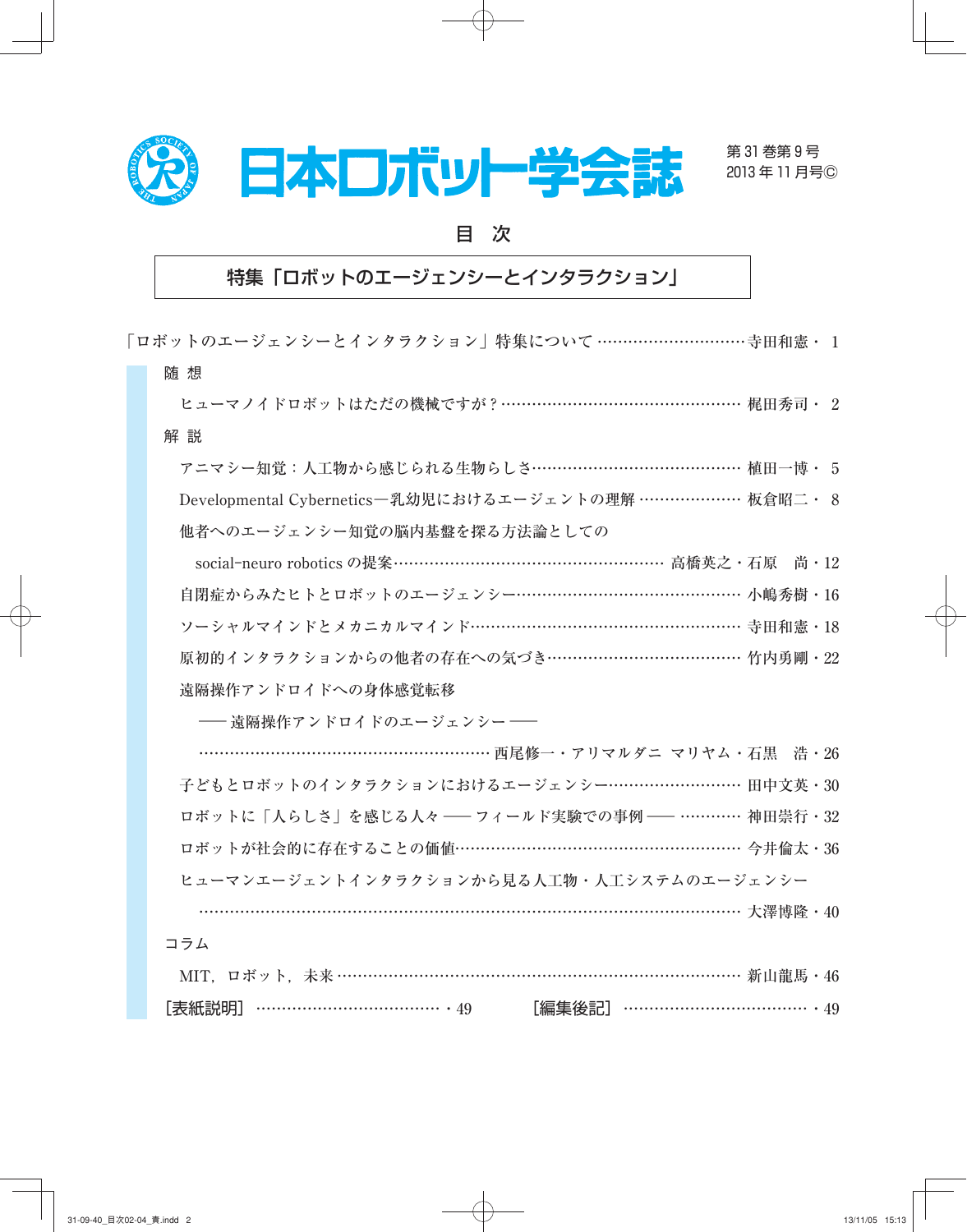# 日本ロボット学会誌

第 31 巻第 9 号
2013 年 11 月号©

## 目　次

### 特集「ロボットのエージェンシーとインタラクション」

「ロボットのエージェンシーとインタラクション」特集について …………………………寺田和憲・ 1

**随 想**

ヒューマノイドロボットはただの機械ですが？…………………………………………… 梶田秀司・ 2

**解 説**

アニマシー知覚：人工物から感じられる生物らしさ…………………………………… 植田一博・ 5

Developmental Cybernetics―乳幼児におけるエージェントの理解 ………………… 板倉昭二・ 8

他者へのエージェンシー知覚の脳内基盤を探る方法論としての
social-neuro robotics の提案…………………………………………………… 高橋英之・石原　尚・12

自閉症からみたヒトとロボットのエージェンシー……………………………………… 小嶋秀樹・16

ソーシャルマインドとメカニカルマインド……………………………………………… 寺田和憲・18

原初的インタラクションからの他者の存在への気づき………………………………… 竹内勇剛・22

遠隔操作アンドロイドへの身体感覚転移
── 遠隔操作アンドロイドのエージェンシー ──
…………………………………………………… 西尾修一・アリマルダニ マリヤム・石黒　浩・26

子どもとロボットのインタラクションにおけるエージェンシー……………………… 田中文英・30

ロボットに「人らしさ」を感じる人々 ── フィールド実験での事例 ── ………… 神田崇行・32

ロボットが社会的に存在することの価値………………………………………………… 今井倫太・36

ヒューマンエージェントインタラクションから見る人工物・人工システムのエージェンシー
………………………………………………………………………………………… 大澤博隆・40

**コラム**

MIT，ロボット，未来 ……………………………………………………………………… 新山龍馬・46

［表紙説明］ ……………………………… ・49　　　［編集後記］ ……………………………… ・49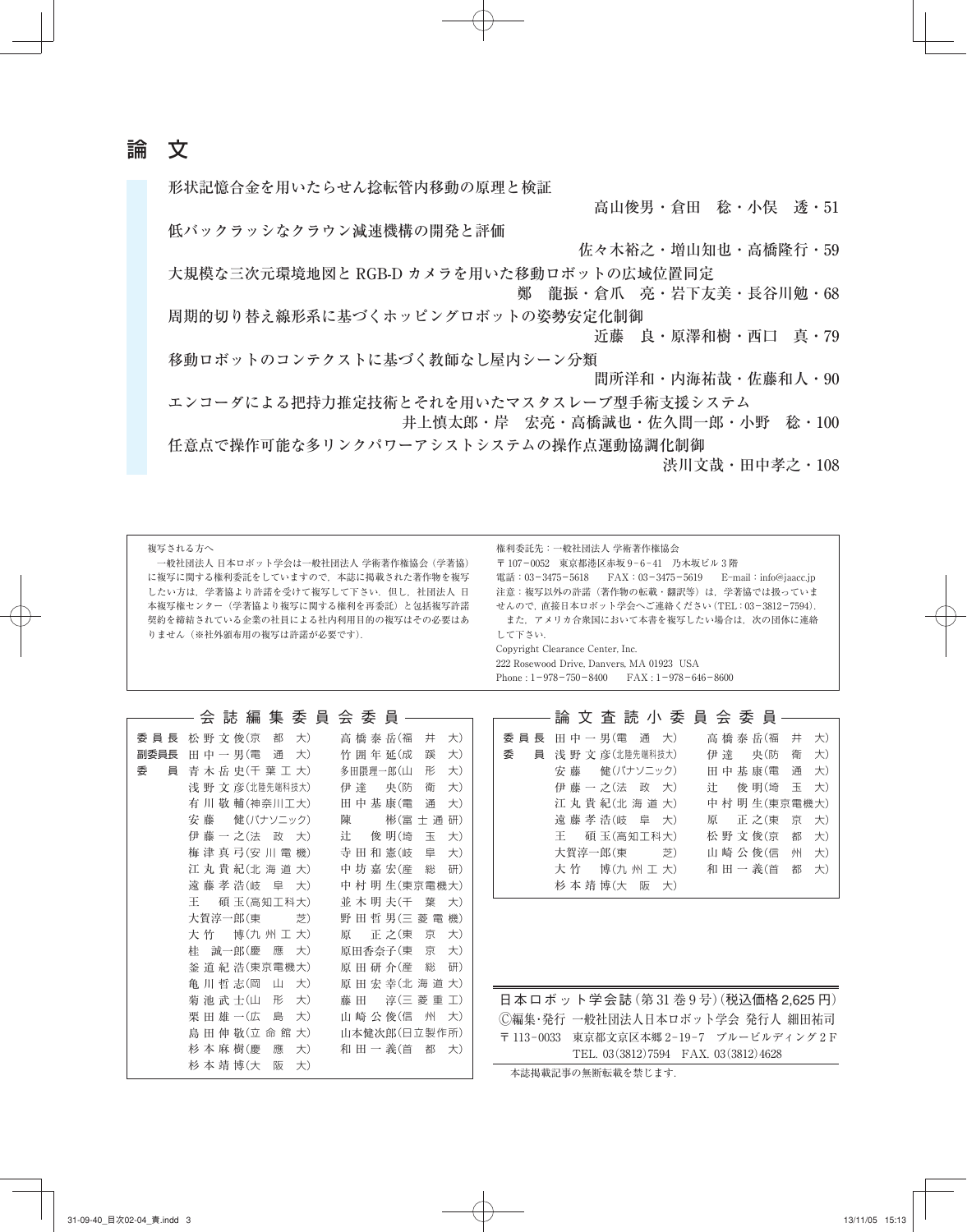## 論 文

形状記憶合金を用いたらせん捻転管内移動の原理と検証
高山俊男・倉田　稔・小俣　透・51

低バックラッシなクラウン減速機構の開発と評価
佐々木裕之・増山知也・高橋隆行・59

大規模な三次元環境地図と RGB-D カメラを用いた移動ロボットの広域位置同定
鄭　龍振・倉爪　亮・岩下友美・長谷川勉・68

周期的切り替え線形系に基づくホッピングロボットの姿勢安定化制御
近藤　良・原澤和樹・西口　真・79

移動ロボットのコンテクストに基づく教師なし屋内シーン分類
間所洋和・内海祐哉・佐藤和人・90

エンコーダによる把持力推定技術とそれを用いたマスタスレーブ型手術支援システム
井上慎太郎・岸　宏亮・高橋誠也・佐久間一郎・小野　稔・100

任意点で操作可能な多リンクパワーアシストシステムの操作点運動協調化制御
渋川文哉・田中孝之・108

---

複写される方へ

一般社団法人 日本ロボット学会は一般社団法人 学術著作権協会（学著協）に複写に関する権利委託をしていますので，本誌に掲載された著作物を複写したい方は，学著協より許諾を受けて複写して下さい．但し，社団法人 日本複写権センター（学著協より複写に関する権利を再委託）と包括複写許諾契約を締結されている企業の社員による社内利用目的の複写はその必要はありません（※社外頒布用の複写は許諾が必要です）．

権利委託先：一般社団法人 学術著作権協会
〒107－0052　東京都港区赤坂 9－6－41　乃木坂ビル 3 階
電話：03－3475－5618　FAX：03－3475－5619　E-mail：info@jaacc.jp
注意：複写以外の許諾（著作物の転載・翻訳等）は，学著協では扱っていませんので，直接日本ロボット学会へご連絡ください（TEL：03－3812－7594）．
また，アメリカ合衆国において本書を複写したい場合は，次の団体に連絡して下さい．
Copyright Clearance Center, Inc.
222 Rosewood Drive, Danvers, MA 01923 USA
Phone : 1－978－750－8400　FAX : 1－978－646－8600

---

### 会誌編集委員会委員

| | | |
|---|---|---|
| 委員長 | 松野文俊（京都大） | 高橋泰岳（福井大） |
| 副委員長 | 田中一男（電通大） | 竹囲年延（成蹊大） |
| 委員 | 青木岳史（千葉工大） | 多田隈理一郎（山形大） |
| | 浅野文彦（北陸先端科技大） | 伊達央（防衛大） |
| | 有川敬輔（神奈川工大） | 田中基康（電通大） |
| | 安藤健（パナソニック） | 陳彬（富士通研） |
| | 伊藤一之（法政大） | 辻俊明（埼玉大） |
| | 梅津真弓（安川電機） | 寺田和憲（岐阜大） |
| | 江丸貴紀（北海道大） | 中坊嘉宏（産総研） |
| | 遠藤孝浩（岐阜大） | 中村明生（東京電機大） |
| | 王碩玉（高知工科大） | 並木明夫（千葉大） |
| | 大賀淳一郎（東芝） | 野田哲男（三菱電機） |
| | 大竹博（九州工大） | 原正之（東京大） |
| | 桂誠一郎（慶應大） | 原田香奈子（東京大） |
| | 釜道紀浩（東京電機大） | 原田研介（産総研） |
| | 亀川哲志（岡山大） | 原田宏幸（北海道大） |
| | 菊池武士（山形大） | 藤田淳（三菱重工） |
| | 栗田雄一（広島大） | 山崎公俊（信州大） |
| | 島田伸敬（立命館大） | 山本健次郎（日立製作所） |
| | 杉本麻樹（慶應大） | 和田一義（首都大） |
| | 杉本靖博（大阪大） | |

### 論文査読小委員会委員

| | | |
|---|---|---|
| 委員長 | 田中一男（電通大） | 高橋泰岳（福井大） |
| 委員 | 浅野文彦（北陸先端科技大） | 伊達央（防衛大） |
| | 安藤健（パナソニック） | 田中基康（電通大） |
| | 伊藤一之（法政大） | 辻俊明（埼玉大） |
| | 江丸貴紀（北海道大） | 中村明生（東京電機大） |
| | 遠藤孝浩（岐阜大） | 原正之（東京大） |
| | 王碩玉（高知工科大） | 松野文俊（京都大） |
| | 大賀淳一郎（東芝） | 山崎公俊（信州大） |
| | 大竹博（九州工大） | 和田一義（首都大） |
| | 杉本靖博（大阪大） | |

---

日本ロボット学会誌（第 31 巻 9 号）（税込価格 2,625 円）
Ⓒ編集・発行 一般社団法人日本ロボット学会 発行人 細田祐司
〒113－0033　東京都文京区本郷 2－19－7　ブルービルディング 2 F
TEL. 03(3812)7594　FAX. 03(3812)4628

本誌掲載記事の無断転載を禁じます．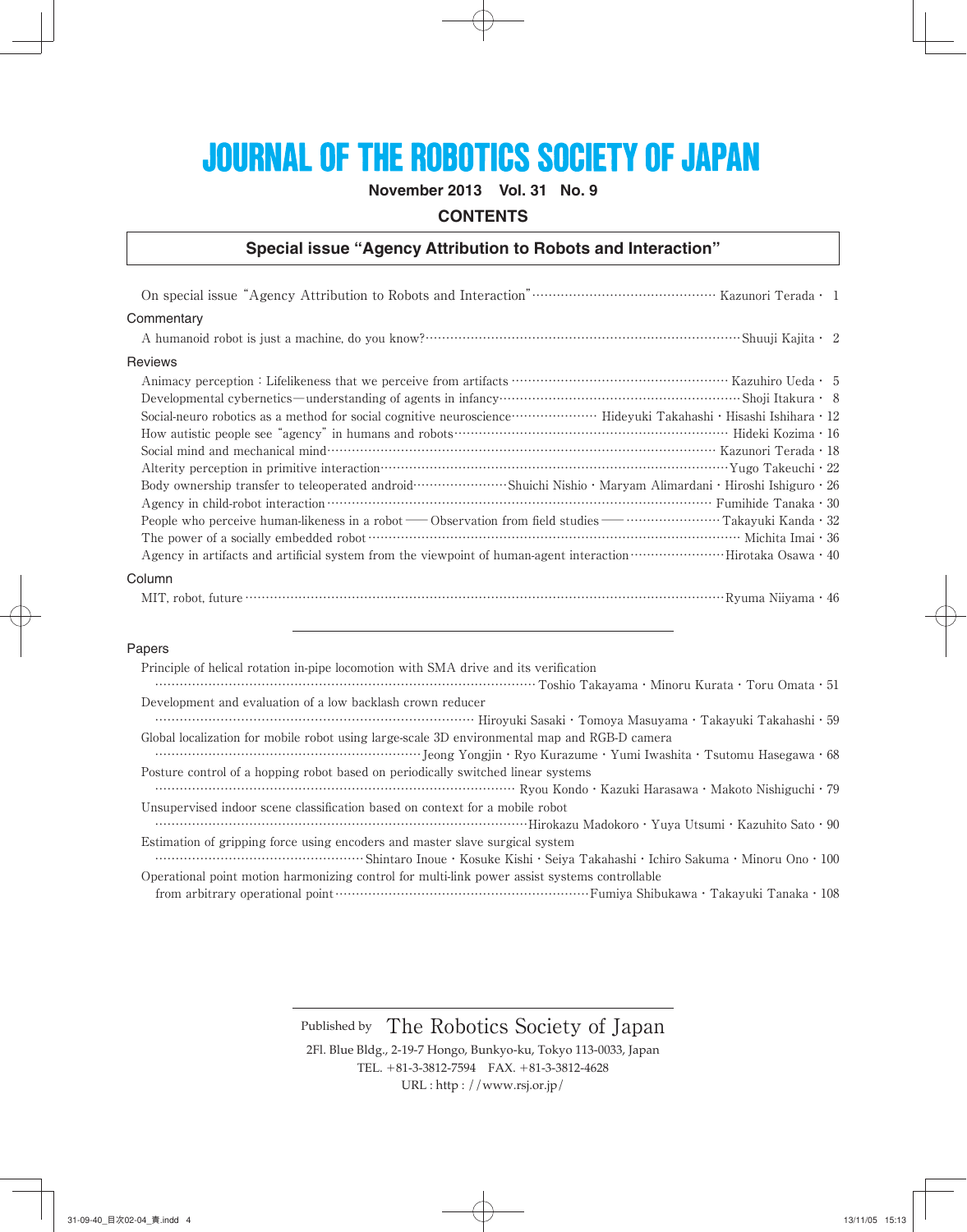# JOURNAL OF THE ROBOTICS SOCIETY OF JAPAN

**November 2013 Vol. 31 No. 9**

**CONTENTS**

**Special issue "Agency Attribution to Robots and Interaction"**

On special issue "Agency Attribution to Robots and Interaction" ······ Kazunori Terada · 1

## Commentary

A humanoid robot is just a machine, do you know? ······ Shuuji Kajita · 2

## Reviews

Animacy perception : Lifelikeness that we perceive from artifacts ······ Kazuhiro Ueda · 5

Developmental cybernetics—understanding of agents in infancy ······ Shoji Itakura · 8

Social-neuro robotics as a method for social cognitive neuroscience ······ Hideyuki Takahashi · Hisashi Ishihara · 12

How autistic people see "agency" in humans and robots ······ Hideki Kozima · 16

Social mind and mechanical mind ······ Kazunori Terada · 18

Alterity perception in primitive interaction ······ Yugo Takeuchi · 22

Body ownership transfer to teleoperated android ······ Shuichi Nishio · Maryam Alimardani · Hiroshi Ishiguro · 26

Agency in child-robot interaction ······ Fumihide Tanaka · 30

People who perceive human-likeness in a robot — Observation from field studies — ······ Takayuki Kanda · 32

The power of a socially embedded robot ······ Michita Imai · 36

Agency in artifacts and artificial system from the viewpoint of human-agent interaction ······ Hirotaka Osawa · 40

## Column

MIT, robot, future ······ Ryuma Niiyama · 46

## Papers

Principle of helical rotation in-pipe locomotion with SMA drive and its verification ······ Toshio Takayama · Minoru Kurata · Toru Omata · 51

Development and evaluation of a low backlash crown reducer ······ Hiroyuki Sasaki · Tomoya Masuyama · Takayuki Takahashi · 59

Global localization for mobile robot using large-scale 3D environmental map and RGB-D camera ······ Jeong Yongjin · Ryo Kurazume · Yumi Iwashita · Tsutomu Hasegawa · 68

Posture control of a hopping robot based on periodically switched linear systems ······ Ryou Kondo · Kazuki Harasawa · Makoto Nishiguchi · 79

Unsupervised indoor scene classification based on context for a mobile robot ······ Hirokazu Madokoro · Yuya Utsumi · Kazuhito Sato · 90

Estimation of gripping force using encoders and master slave surgical system ······ Shintaro Inoue · Kosuke Kishi · Seiya Takahashi · Ichiro Sakuma · Minoru Ono · 100

Operational point motion harmonizing control for multi-link power assist systems controllable from arbitrary operational point ······ Fumiya Shibukawa · Takayuki Tanaka · 108

Published by The Robotics Society of Japan

2Fl. Blue Bldg., 2-19-7 Hongo, Bunkyo-ku, Tokyo 113-0033, Japan

TEL. +81-3-3812-7594 FAX. +81-3-3812-4628

URL : http : //www.rsj.or.jp/